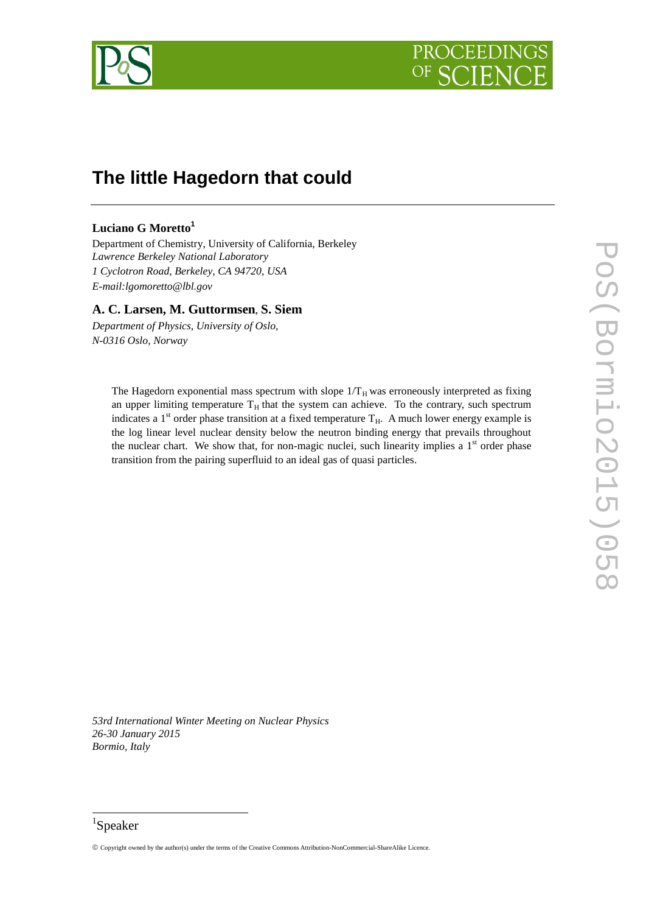# The little Hagedorn that could

**Luciano G Moretto**[1]

Department of Chemistry, University of California, Berkeley
*Lawrence Berkeley National Laboratory*
*1 Cyclotron Road, Berkeley, CA 94720, USA*
*E-mail:lgomoretto@lbl.gov*

**A. C. Larsen, M. Guttormsen, S. Siem**

*Department of Physics, University of Oslo,*
*N-0316 Oslo, Norway*

The Hagedorn exponential mass spectrum with slope $1/T_H$ was erroneously interpreted as fixing an upper limiting temperature $T_H$ that the system can achieve. To the contrary, such spectrum indicates a 1st order phase transition at a fixed temperature $T_H$. A much lower energy example is the log linear level nuclear density below the neutron binding energy that prevails throughout the nuclear chart. We show that, for non-magic nuclei, such linearity implies a 1st order phase transition from the pairing superfluid to an ideal gas of quasi particles.

*53rd International Winter Meeting on Nuclear Physics*
*26-30 January 2015*
*Bormio, Italy*

[1] Speaker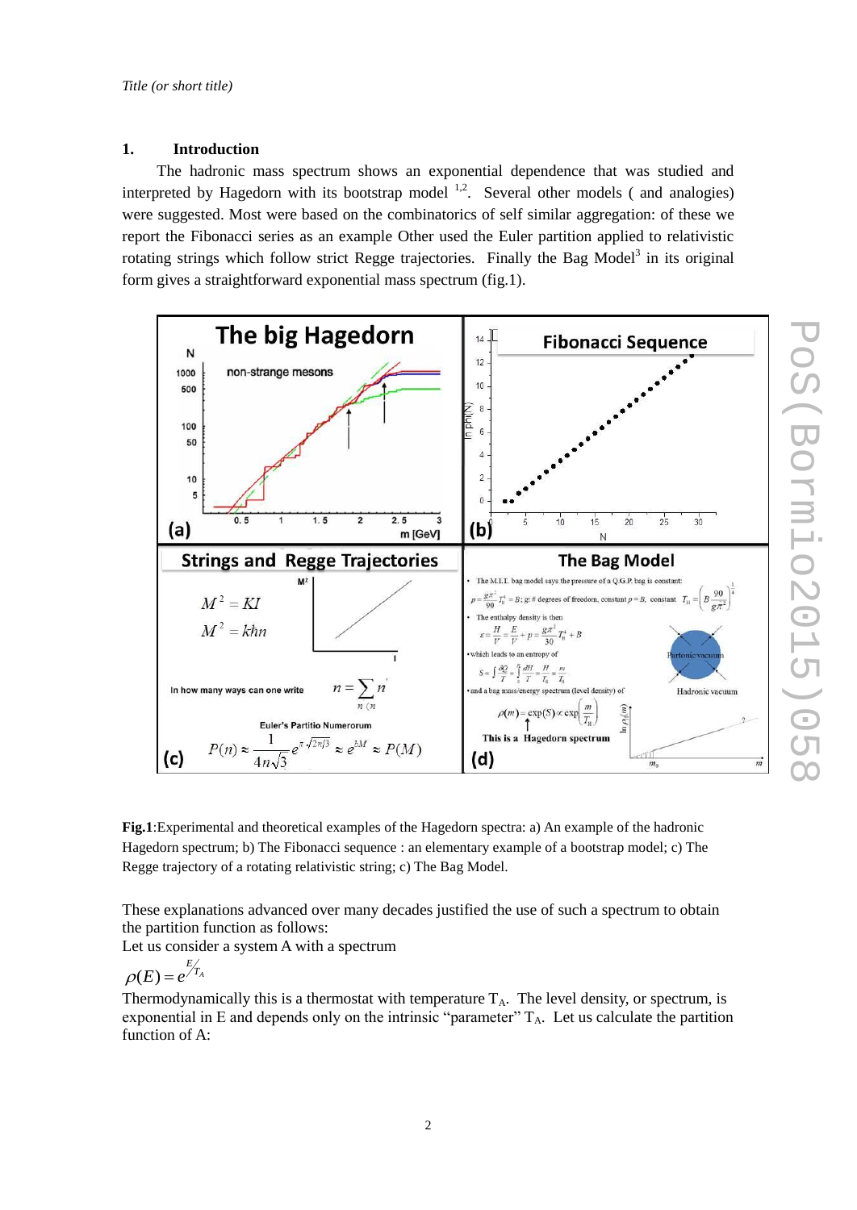## 1. Introduction

The hadronic mass spectrum shows an exponential dependence that was studied and interpreted by Hagedorn with its bootstrap model [1,2]. Several other models ( and analogies) were suggested. Most were based on the combinatorics of self similar aggregation: of these we report the Fibonacci series as an example Other used the Euler partition applied to relativistic rotating strings which follow strict Regge trajectories. Finally the Bag Model[3] in its original form gives a straightforward exponential mass spectrum (fig.1).

**Fig.1**:Experimental and theoretical examples of the Hagedorn spectra: a) An example of the hadronic Hagedorn spectrum; b) The Fibonacci sequence : an elementary example of a bootstrap model; c) The Regge trajectory of a rotating relativistic string; c) The Bag Model.

These explanations advanced over many decades justified the use of such a spectrum to obtain the partition function as follows:

Let us consider a system A with a spectrum

$$\rho(E) = e^{E/T_A}$$

Thermodynamically this is a thermostat with temperature $T_A$. The level density, or spectrum, is exponential in E and depends only on the intrinsic "parameter" $T_A$. Let us calculate the partition function of A: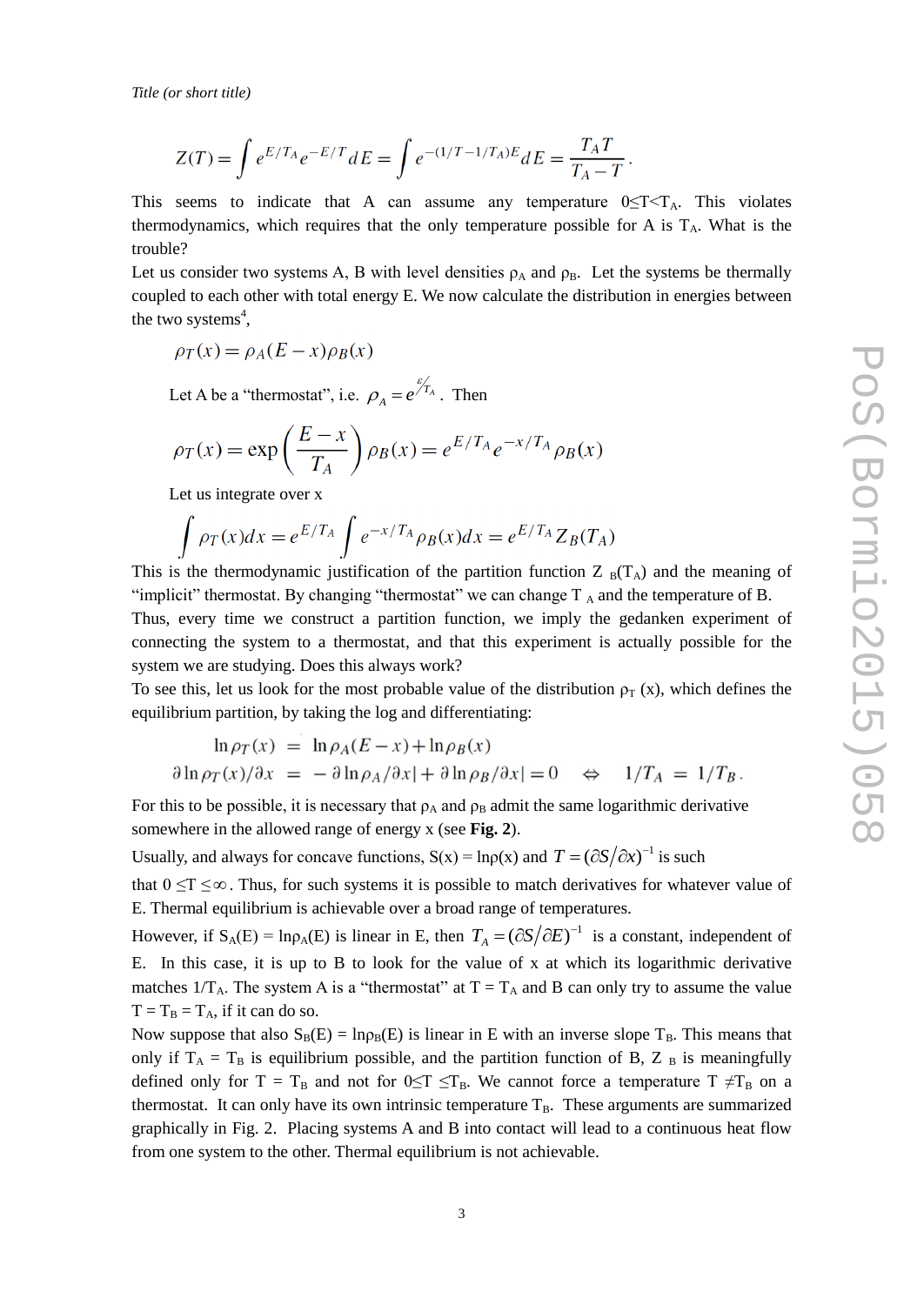$$Z(T) = \int e^{E/T_A} e^{-E/T} dE = \int e^{-(1/T - 1/T_A)E} dE = \frac{T_A T}{T_A - T}.$$

This seems to indicate that A can assume any temperature $0 \leq T < T_A$. This violates thermodynamics, which requires that the only temperature possible for A is $T_A$. What is the trouble?

Let us consider two systems A, B with level densities $\rho_A$ and $\rho_B$. Let the systems be thermally coupled to each other with total energy E. We now calculate the distribution in energies between the two systems[4],

$$\rho_T(x) = \rho_A(E - x)\rho_B(x)$$

Let A be a "thermostat", i.e. $\rho_A = e^{E/T_A}$. Then

$$\rho_T(x) = \exp\left(\frac{E - x}{T_A}\right)\rho_B(x) = e^{E/T_A} e^{-x/T_A} \rho_B(x)$$

Let us integrate over x

$$\int \rho_T(x) dx = e^{E/T_A} \int e^{-x/T_A} \rho_B(x) dx = e^{E/T_A} Z_B(T_A)$$

This is the thermodynamic justification of the partition function $Z_B(T_A)$ and the meaning of "implicit" thermostat. By changing "thermostat" we can change $T_A$ and the temperature of B.

Thus, every time we construct a partition function, we imply the gedanken experiment of connecting the system to a thermostat, and that this experiment is actually possible for the system we are studying. Does this always work?

To see this, let us look for the most probable value of the distribution $\rho_T(x)$, which defines the equilibrium partition, by taking the log and differentiating:

$$\begin{aligned} \ln \rho_T(x) &= \ln \rho_A(E - x) + \ln \rho_B(x) \\ \partial \ln \rho_T(x)/\partial x &= -\partial \ln \rho_A/\partial x| + \partial \ln \rho_B/\partial x| = 0 \quad \Leftrightarrow \quad 1/T_A = 1/T_B. \end{aligned}$$

For this to be possible, it is necessary that $\rho_A$ and $\rho_B$ admit the same logarithmic derivative somewhere in the allowed range of energy x (see **Fig. 2**).

Usually, and always for concave functions, $S(x) = \ln\rho(x)$ and $T = (\partial S/\partial x)^{-1}$ is such that $0 \leq T \leq \infty$. Thus, for such systems it is possible to match derivatives for whatever value of E. Thermal equilibrium is achievable over a broad range of temperatures.

However, if $S_A(E) = \ln\rho_A(E)$ is linear in E, then $T_A = (\partial S/\partial E)^{-1}$ is a constant, independent of E. In this case, it is up to B to look for the value of x at which its logarithmic derivative matches $1/T_A$. The system A is a "thermostat" at $T = T_A$ and B can only try to assume the value $T = T_B = T_A$, if it can do so.

Now suppose that also $S_B(E) = \ln\rho_B(E)$ is linear in E with an inverse slope $T_B$. This means that only if $T_A = T_B$ is equilibrium possible, and the partition function of B, $Z_B$ is meaningfully defined only for $T = T_B$ and not for $0 \leq T \leq T_B$. We cannot force a temperature $T \neq T_B$ on a thermostat. It can only have its own intrinsic temperature $T_B$. These arguments are summarized graphically in Fig. 2. Placing systems A and B into contact will lead to a continuous heat flow from one system to the other. Thermal equilibrium is not achievable.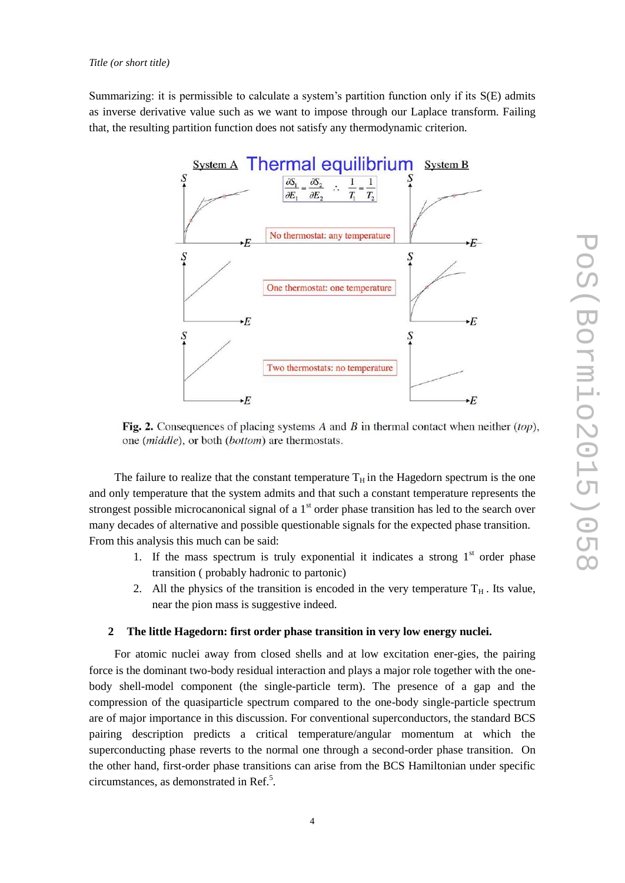Summarizing: it is permissible to calculate a system's partition function only if its S(E) admits as inverse derivative value such as we want to impose through our Laplace transform. Failing that, the resulting partition function does not satisfy any thermodynamic criterion.

**Fig. 2.** Consequences of placing systems *A* and *B* in thermal contact when neither (*top*), one (*middle*), or both (*bottom*) are thermostats.

The failure to realize that the constant temperature $T_H$ in the Hagedorn spectrum is the one and only temperature that the system admits and that such a constant temperature represents the strongest possible microcanonical signal of a 1st order phase transition has led to the search over many decades of alternative and possible questionable signals for the expected phase transition. From this analysis this much can be said:

1. If the mass spectrum is truly exponential it indicates a strong 1st order phase transition ( probably hadronic to partonic)
2. All the physics of the transition is encoded in the very temperature $T_H$ . Its value, near the pion mass is suggestive indeed.

## 2 The little Hagedorn: first order phase transition in very low energy nuclei.

For atomic nuclei away from closed shells and at low excitation ener-gies, the pairing force is the dominant two-body residual interaction and plays a major role together with the one-body shell-model component (the single-particle term). The presence of a gap and the compression of the quasiparticle spectrum compared to the one-body single-particle spectrum are of major importance in this discussion. For conventional superconductors, the standard BCS pairing description predicts a critical temperature/angular momentum at which the superconducting phase reverts to the normal one through a second-order phase transition. On the other hand, first-order phase transitions can arise from the BCS Hamiltonian under specific circumstances, as demonstrated in Ref.[5].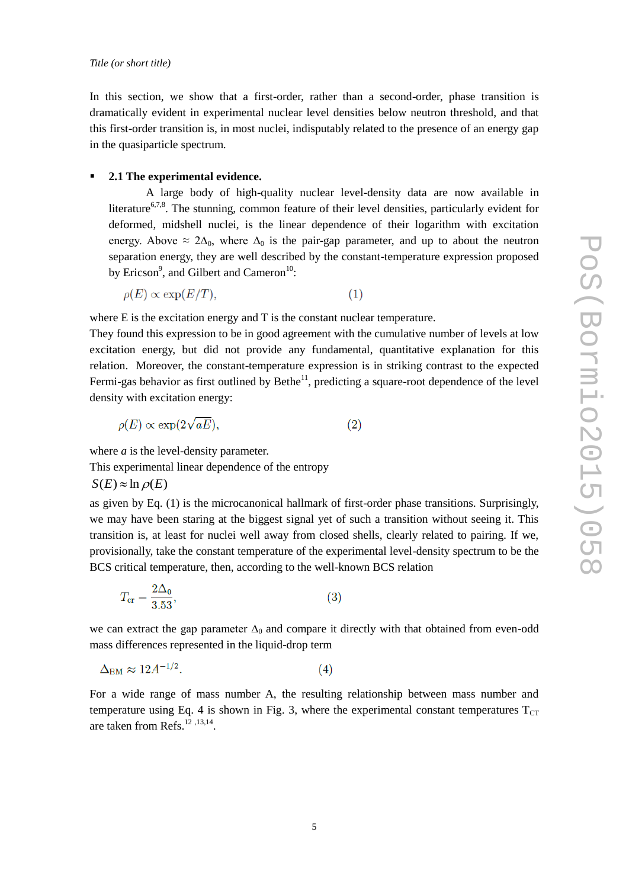In this section, we show that a first-order, rather than a second-order, phase transition is dramatically evident in experimental nuclear level densities below neutron threshold, and that this first-order transition is, in most nuclei, indisputably related to the presence of an energy gap in the quasiparticle spectrum.

- **2.1 The experimental evidence.**

  A large body of high-quality nuclear level-density data are now available in literature[6,7,8]. The stunning, common feature of their level densities, particularly evident for deformed, midshell nuclei, is the linear dependence of their logarithm with excitation energy. Above $\approx 2\Delta_0$, where $\Delta_0$ is the pair-gap parameter, and up to about the neutron separation energy, they are well described by the constant-temperature expression proposed by Ericson[9], and Gilbert and Cameron[10]:

$$\rho(E) \propto \exp(E/T), \tag{1}$$

where E is the excitation energy and T is the constant nuclear temperature.

They found this expression to be in good agreement with the cumulative number of levels at low excitation energy, but did not provide any fundamental, quantitative explanation for this relation. Moreover, the constant-temperature expression is in striking contrast to the expected Fermi-gas behavior as first outlined by Bethe[11], predicting a square-root dependence of the level density with excitation energy:

$$\rho(E) \propto \exp(2\sqrt{aE}), \tag{2}$$

where *a* is the level-density parameter.

This experimental linear dependence of the entropy

$S(E) \approx \ln \rho(E)$

as given by Eq. (1) is the microcanonical hallmark of first-order phase transitions. Surprisingly, we may have been staring at the biggest signal yet of such a transition without seeing it. This transition is, at least for nuclei well away from closed shells, clearly related to pairing. If we, provisionally, take the constant temperature of the experimental level-density spectrum to be the BCS critical temperature, then, according to the well-known BCS relation

$$T_{\rm cr} = \frac{2\Delta_0}{3.53}, \tag{3}$$

we can extract the gap parameter $\Delta_0$ and compare it directly with that obtained from even-odd mass differences represented in the liquid-drop term

$$\Delta_{\rm BM} \approx 12 A^{-1/2}. \tag{4}$$

For a wide range of mass number A, the resulting relationship between mass number and temperature using Eq. 4 is shown in Fig. 3, where the experimental constant temperatures $T_{CT}$ are taken from Refs.[12,13,14].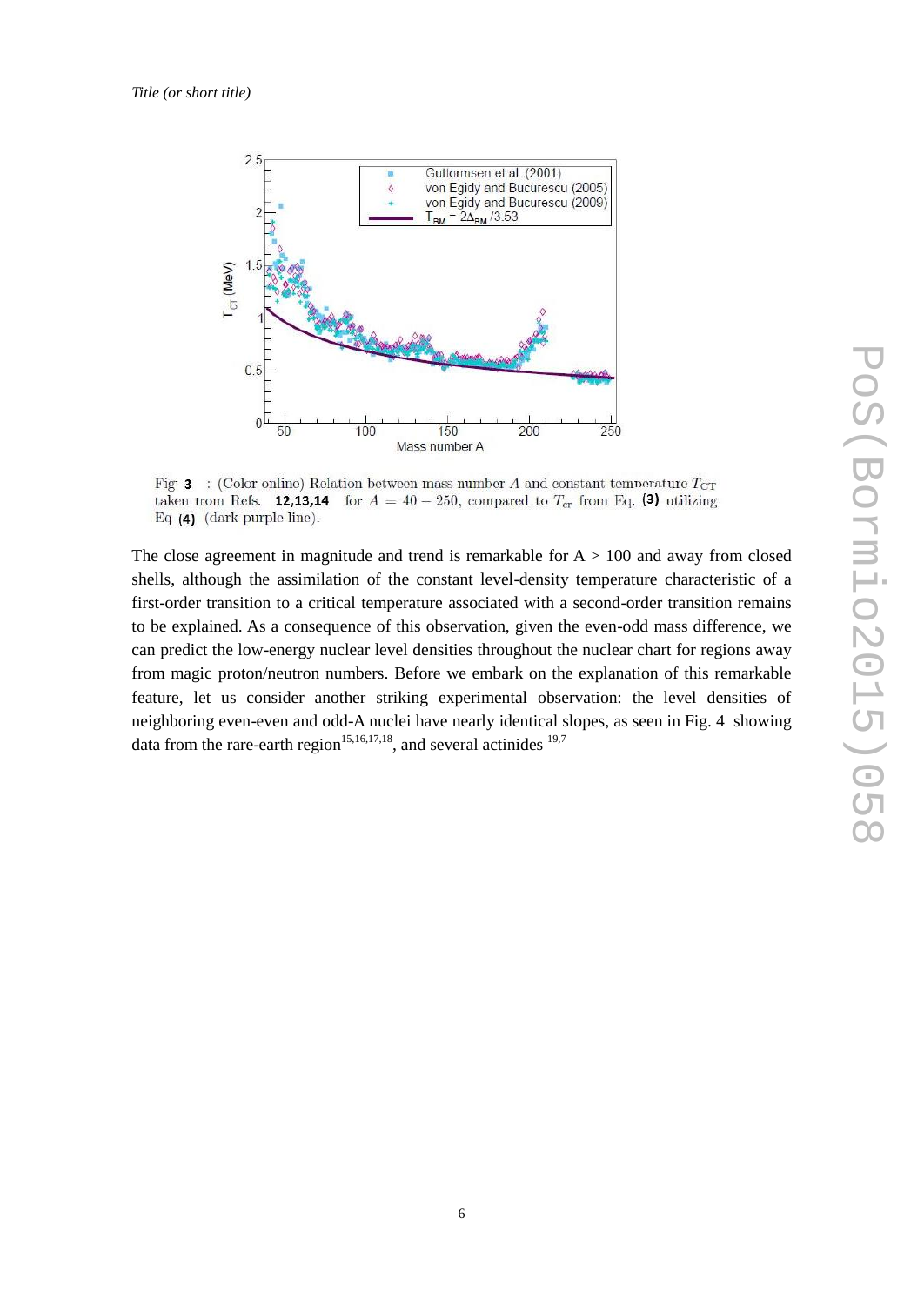Fig. 3 : (Color online) Relation between mass number $A$ and constant temperature $T_{CT}$ taken from Refs. 12,13,14 for $A = 40 - 250$, compared to $T_{cr}$ from Eq. (3) utilizing Eq (4) (dark purple line).

The close agreement in magnitude and trend is remarkable for A > 100 and away from closed shells, although the assimilation of the constant level-density temperature characteristic of a first-order transition to a critical temperature associated with a second-order transition remains to be explained. As a consequence of this observation, given the even-odd mass difference, we can predict the low-energy nuclear level densities throughout the nuclear chart for regions away from magic proton/neutron numbers. Before we embark on the explanation of this remarkable feature, let us consider another striking experimental observation: the level densities of neighboring even-even and odd-A nuclei have nearly identical slopes, as seen in Fig. 4 showing data from the rare-earth region[15,16,17,18], and several actinides [19,7]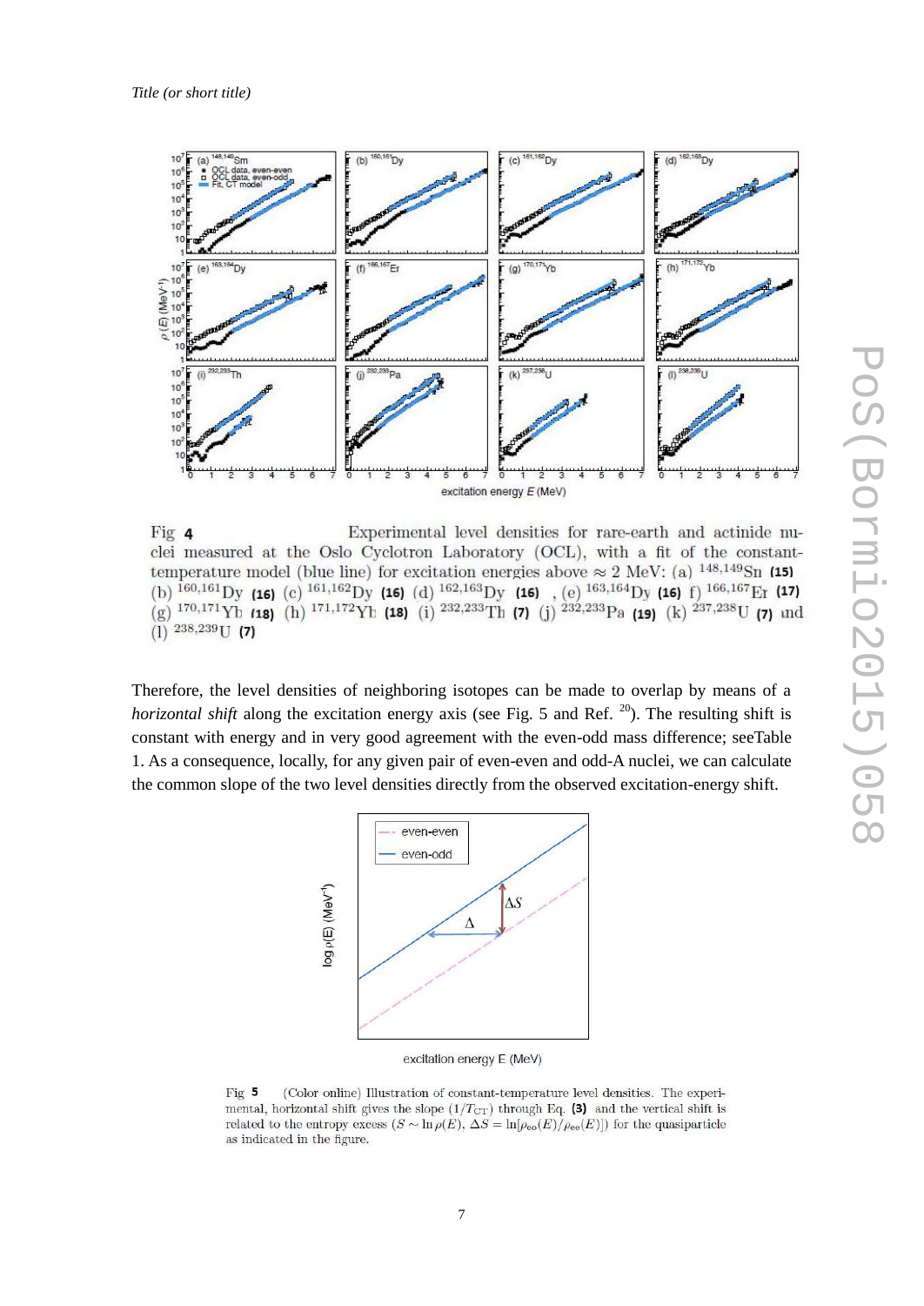Fig **4** Experimental level densities for rare-earth and actinide nuclei measured at the Oslo Cyclotron Laboratory (OCL), with a fit of the constant-temperature model (blue line) for excitation energies above $\approx 2$ MeV: (a) $^{148,149}$Sn **(15)** (b) $^{160,161}$Dy **(16)** (c) $^{161,162}$Dy **(16)** (d) $^{162,163}$Dy **(16)** , (e) $^{163,164}$Dy **(16)** f) $^{166,167}$Er **(17)** (g) $^{170,171}$Yb **(18)** (h) $^{171,172}$Yb **(18)** (i) $^{232,233}$Th **(7)** (j) $^{232,233}$Pa **(19)** (k) $^{237,238}$U **(7)** and (l) $^{238,239}$U **(7)**

Therefore, the level densities of neighboring isotopes can be made to overlap by means of a *horizontal shift* along the excitation energy axis (see Fig. 5 and Ref. [20]). The resulting shift is constant with energy and in very good agreement with the even-odd mass difference; seeTable 1. As a consequence, locally, for any given pair of even-even and odd-A nuclei, we can calculate the common slope of the two level densities directly from the observed excitation-energy shift.

Fig **5** (Color online) Illustration of constant-temperature level densities. The experimental, horizontal shift gives the slope ($1/T_{\rm CT}$) through Eq. **(3)** and the vertical shift is related to the entropy excess ($S \sim \ln \rho(E)$, $\Delta S = \ln[\rho_{\rm eo}(E)/\rho_{\rm ee}(E)]$) for the quasiparticle as indicated in the figure.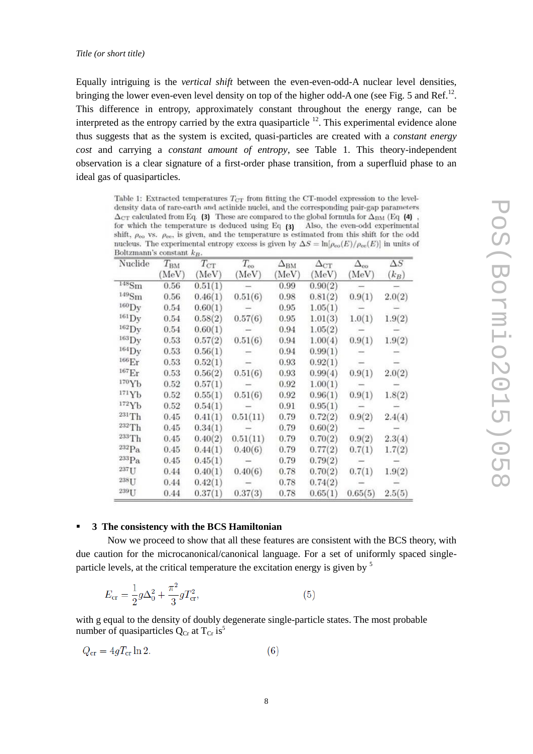Equally intriguing is the *vertical shift* between the even-even-odd-A nuclear level densities, bringing the lower even-even level density on top of the higher odd-A one (see Fig. 5 and Ref.[12]. This difference in entropy, approximately constant throughout the energy range, can be interpreted as the entropy carried by the extra quasiparticle [12]. This experimental evidence alone thus suggests that as the system is excited, quasi-particles are created with a *constant energy cost* and carrying a *constant amount of entropy*, see Table 1. This theory-independent observation is a clear signature of a first-order phase transition, from a superfluid phase to an ideal gas of quasiparticles.

Table 1: Extracted temperatures $T_{CT}$ from fitting the CT-model expression to the level-density data of rare-earth and actinide nuclei, and the corresponding pair-gap parameters $\Delta_{CT}$ calculated from Eq. **(3)**. These are compared to the global formula for $\Delta_{BM}$ (Eq **(4)**, for which the temperature is deduced using Eq **(3)**. Also, the even-odd experimental shift, $\rho_{eo}$ vs. $\rho_{ee}$, is given, and the temperature is estimated from this shift for the odd nucleus. The experimental entropy excess is given by $\Delta S = \ln[\rho_{eo}(E)/\rho_{ee}(E)]$ in units of Boltzmann's constant $k_B$.

| Nuclide | $T_{BM}$ (MeV) | $T_{CT}$ (MeV) | $T_{eo}$ (MeV) | $\Delta_{BM}$ (MeV) | $\Delta_{CT}$ (MeV) | $\Delta_{eo}$ (MeV) | $\Delta S$ ($k_B$) |
|---|---|---|---|---|---|---|---|
| $^{148}$Sm | 0.56 | 0.51(1) | – | 0.99 | 0.90(2) | – | – |
| $^{149}$Sm | 0.56 | 0.46(1) | 0.51(6) | 0.98 | 0.81(2) | 0.9(1) | 2.0(2) |
| $^{160}$Dy | 0.54 | 0.60(1) | – | 0.95 | 1.05(1) | – | – |
| $^{161}$Dy | 0.54 | 0.58(2) | 0.57(6) | 0.95 | 1.01(3) | 1.0(1) | 1.9(2) |
| $^{162}$Dy | 0.54 | 0.60(1) | – | 0.94 | 1.05(2) | – | – |
| $^{163}$Dy | 0.53 | 0.57(2) | 0.51(6) | 0.94 | 1.00(4) | 0.9(1) | 1.9(2) |
| $^{164}$Dy | 0.53 | 0.56(1) | – | 0.94 | 0.99(1) | – | – |
| $^{166}$Er | 0.53 | 0.52(1) | – | 0.93 | 0.92(1) | – | – |
| $^{167}$Er | 0.53 | 0.56(2) | 0.51(6) | 0.93 | 0.99(4) | 0.9(1) | 2.0(2) |
| $^{170}$Yb | 0.52 | 0.57(1) | – | 0.92 | 1.00(1) | – | – |
| $^{171}$Yb | 0.52 | 0.55(1) | 0.51(6) | 0.92 | 0.96(1) | 0.9(1) | 1.8(2) |
| $^{172}$Yb | 0.52 | 0.54(1) | – | 0.91 | 0.95(1) | – | – |
| $^{231}$Th | 0.45 | 0.41(1) | 0.51(11) | 0.79 | 0.72(2) | 0.9(2) | 2.4(4) |
| $^{232}$Th | 0.45 | 0.34(1) | – | 0.79 | 0.60(2) | – | – |
| $^{233}$Th | 0.45 | 0.40(2) | 0.51(11) | 0.79 | 0.70(2) | 0.9(2) | 2.3(4) |
| $^{232}$Pa | 0.45 | 0.44(1) | 0.40(6) | 0.79 | 0.77(2) | 0.7(1) | 1.7(2) |
| $^{233}$Pa | 0.45 | 0.45(1) | – | 0.79 | 0.79(2) | – | – |
| $^{237}$U | 0.44 | 0.40(1) | 0.40(6) | 0.78 | 0.70(2) | 0.7(1) | 1.9(2) |
| $^{238}$U | 0.44 | 0.42(1) | – | 0.78 | 0.74(2) | – | – |
| $^{239}$U | 0.44 | 0.37(1) | 0.37(3) | 0.78 | 0.65(1) | 0.65(5) | 2.5(5) |

## 3 The consistency with the BCS Hamiltonian

Now we proceed to show that all these features are consistent with the BCS theory, with due caution for the microcanonical/canonical language. For a set of uniformly spaced single-particle levels, at the critical temperature the excitation energy is given by [5]

$$E_{cr} = \frac{1}{2} g \Delta_0^2 + \frac{\pi^2}{3} g T_{cr}^2, \qquad (5)$$

with g equal to the density of doubly degenerate single-particle states. The most probable number of quasiparticles $Q_{Cr}$ at $T_{Cr}$ is[5]

$$Q_{cr} = 4 g T_{cr} \ln 2. \qquad (6)$$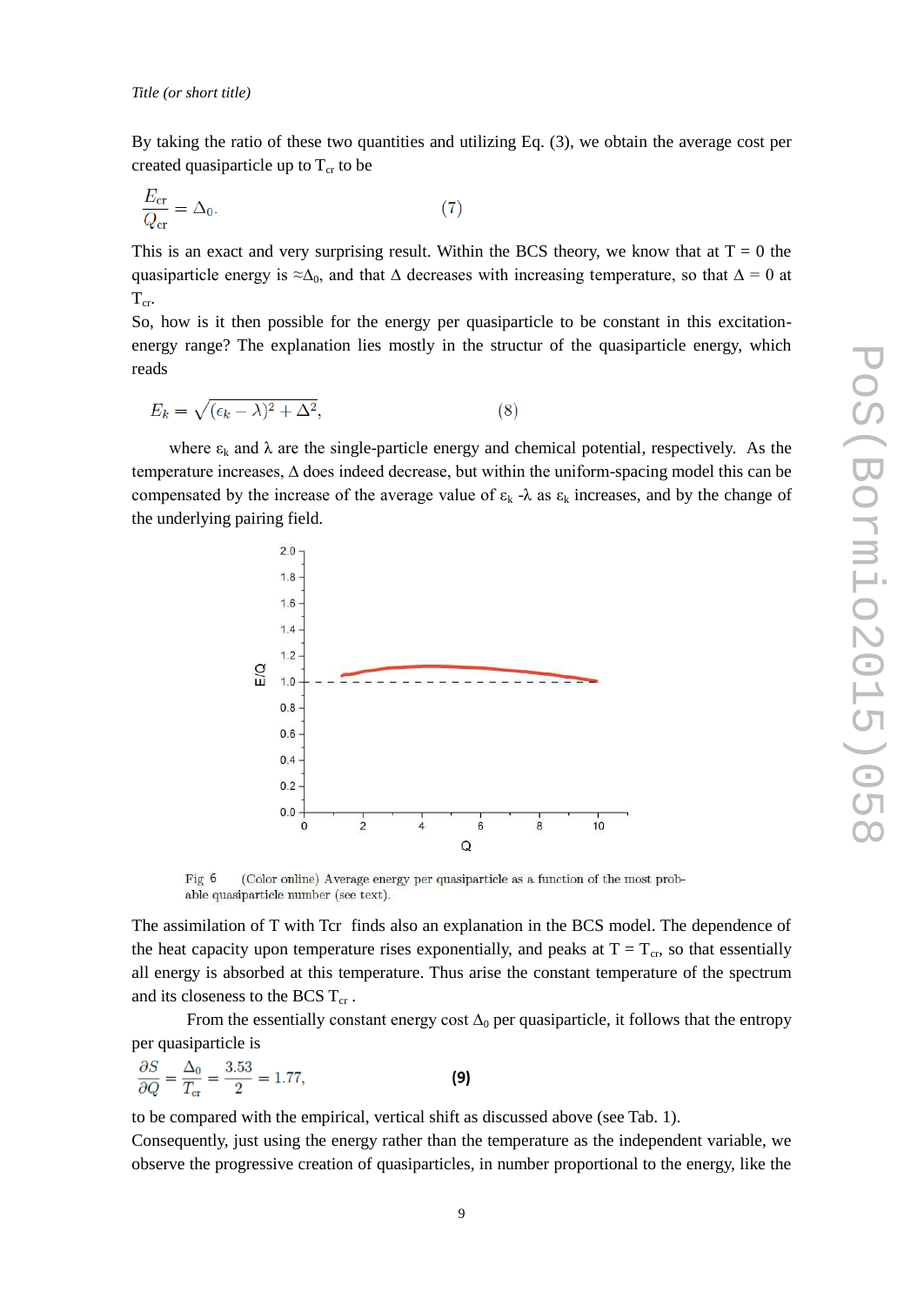By taking the ratio of these two quantities and utilizing Eq. (3), we obtain the average cost per created quasiparticle up to $T_{cr}$ to be

$$\frac{E_{cr}}{Q_{cr}} = \Delta_0. \tag{7}$$

This is an exact and very surprising result. Within the BCS theory, we know that at T = 0 the quasiparticle energy is $\approx\Delta_0$, and that $\Delta$ decreases with increasing temperature, so that $\Delta = 0$ at $T_{cr}$.

So, how is it then possible for the energy per quasiparticle to be constant in this excitation-energy range? The explanation lies mostly in the structur of the quasiparticle energy, which reads

$$E_k = \sqrt{(\epsilon_k - \lambda)^2 + \Delta^2}, \tag{8}$$

where $\epsilon_k$ and $\lambda$ are the single-particle energy and chemical potential, respectively. As the temperature increases, $\Delta$ does indeed decrease, but within the uniform-spacing model this can be compensated by the increase of the average value of $\epsilon_k - \lambda$ as $\epsilon_k$ increases, and by the change of the underlying pairing field.

Fig 6 (Color online) Average energy per quasiparticle as a function of the most probable quasiparticle number (see text).

The assimilation of T with Tcr finds also an explanation in the BCS model. The dependence of the heat capacity upon temperature rises exponentially, and peaks at $T = T_{cr}$, so that essentially all energy is absorbed at this temperature. Thus arise the constant temperature of the spectrum and its closeness to the BCS $T_{cr}$.

From the essentially constant energy cost $\Delta_0$ per quasiparticle, it follows that the entropy per quasiparticle is

$$\frac{\partial S}{\partial Q} = \frac{\Delta_0}{T_{cr}} = \frac{3.53}{2} = 1.77, \tag{9}$$

to be compared with the empirical, vertical shift as discussed above (see Tab. 1).

Consequently, just using the energy rather than the temperature as the independent variable, we observe the progressive creation of quasiparticles, in number proportional to the energy, like the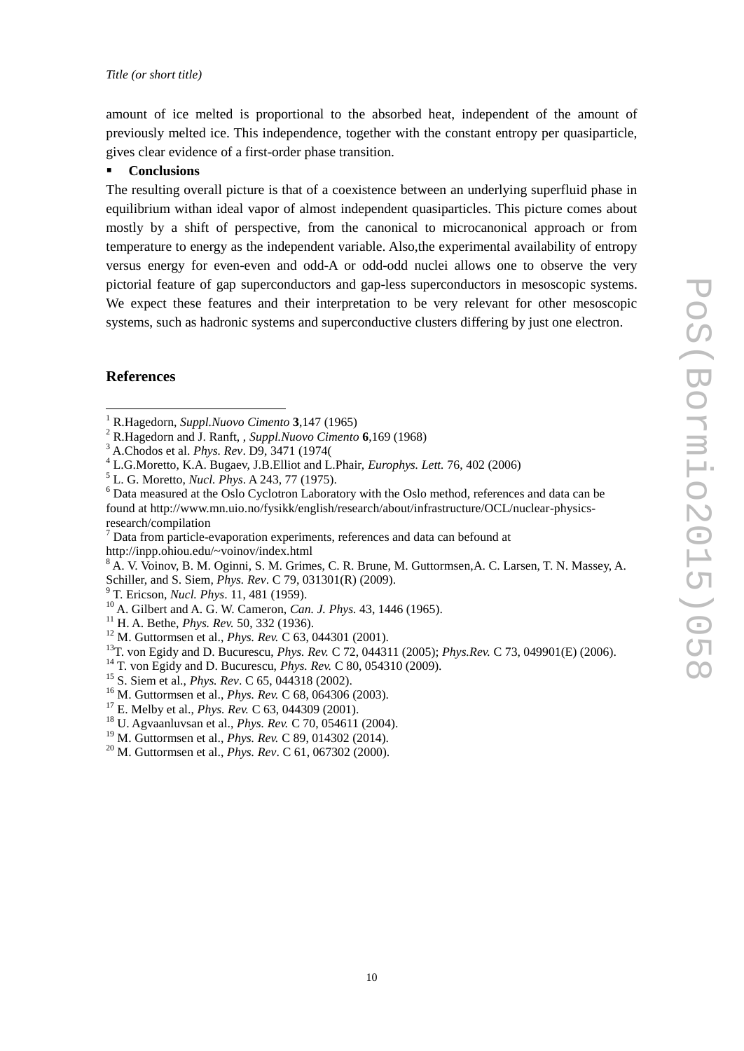amount of ice melted is proportional to the absorbed heat, independent of the amount of previously melted ice. This independence, together with the constant entropy per quasiparticle, gives clear evidence of a first-order phase transition.

- **Conclusions**

The resulting overall picture is that of a coexistence between an underlying superfluid phase in equilibrium withan ideal vapor of almost independent quasiparticles. This picture comes about mostly by a shift of perspective, from the canonical to microcanonical approach or from temperature to energy as the independent variable. Also,the experimental availability of entropy versus energy for even-even and odd-A or odd-odd nuclei allows one to observe the very pictorial feature of gap superconductors and gap-less superconductors in mesoscopic systems. We expect these features and their interpretation to be very relevant for other mesoscopic systems, such as hadronic systems and superconductive clusters differing by just one electron.

## References

[1] R.Hagedorn, *Suppl.Nuovo Cimento* **3**,147 (1965)

[2] R.Hagedorn and J. Ranft, , *Suppl.Nuovo Cimento* **6**,169 (1968)

[3] A.Chodos et al. *Phys. Rev*. D9, 3471 (1974(

[4] L.G.Moretto, K.A. Bugaev, J.B.Elliot and L.Phair, *Europhys. Lett.* 76, 402 (2006)

[5] L. G. Moretto, *Nucl. Phys*. A 243, 77 (1975).

[6] Data measured at the Oslo Cyclotron Laboratory with the Oslo method, references and data can be found at http://www.mn.uio.no/fysikk/english/research/about/infrastructure/OCL/nuclear-physics-research/compilation

[7] Data from particle-evaporation experiments, references and data can befound at http://inpp.ohiou.edu/~voinov/index.html

[8] A. V. Voinov, B. M. Oginni, S. M. Grimes, C. R. Brune, M. Guttormsen,A. C. Larsen, T. N. Massey, A. Schiller, and S. Siem, *Phys. Rev*. C 79, 031301(R) (2009).

[9] T. Ericson, *Nucl. Phys*. 11, 481 (1959).

[10] A. Gilbert and A. G. W. Cameron, *Can. J. Phys.* 43, 1446 (1965).

[11] H. A. Bethe, *Phys. Rev.* 50, 332 (1936).

[12] M. Guttormsen et al., *Phys. Rev.* C 63, 044301 (2001).

[13] T. von Egidy and D. Bucurescu, *Phys. Rev.* C 72, 044311 (2005); *Phys.Rev.* C 73, 049901(E) (2006).

[14] T. von Egidy and D. Bucurescu, *Phys. Rev.* C 80, 054310 (2009).

[15] S. Siem et al., *Phys. Rev*. C 65, 044318 (2002).

[16] M. Guttormsen et al., *Phys. Rev.* C 68, 064306 (2003).

[17] E. Melby et al., *Phys. Rev.* C 63, 044309 (2001).

[18] U. Agvaanluvsan et al., *Phys. Rev.* C 70, 054611 (2004).

[19] M. Guttormsen et al., *Phys. Rev.* C 89, 014302 (2014).

[20] M. Guttormsen et al., *Phys. Rev*. C 61, 067302 (2000).